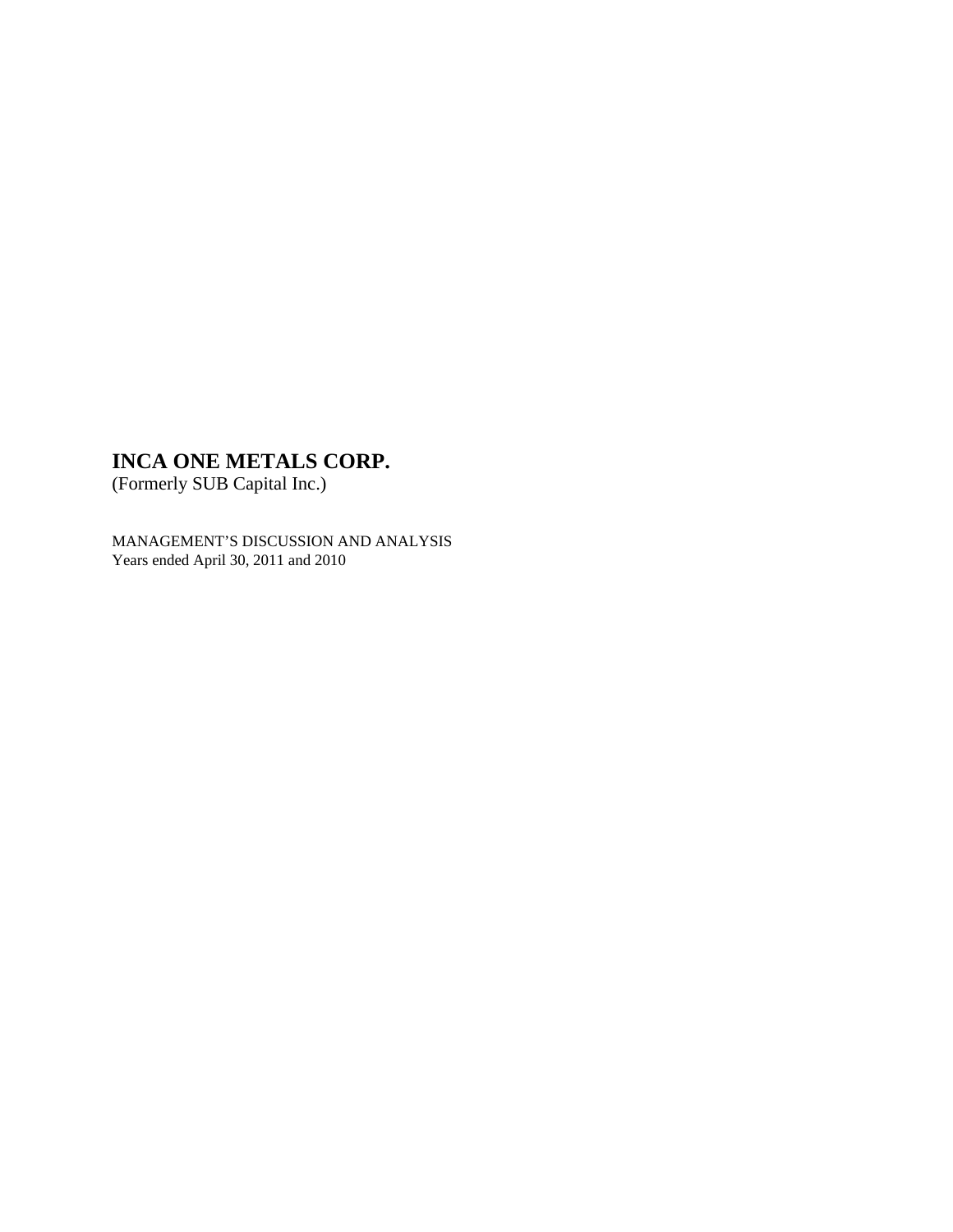# INCA ONE METALS CORP.

(Formerly SUB Capital Inc.)

MANAGEMENT'S DISCUSSION AND ANALYSIS
Years ended April 30, 2011 and 2010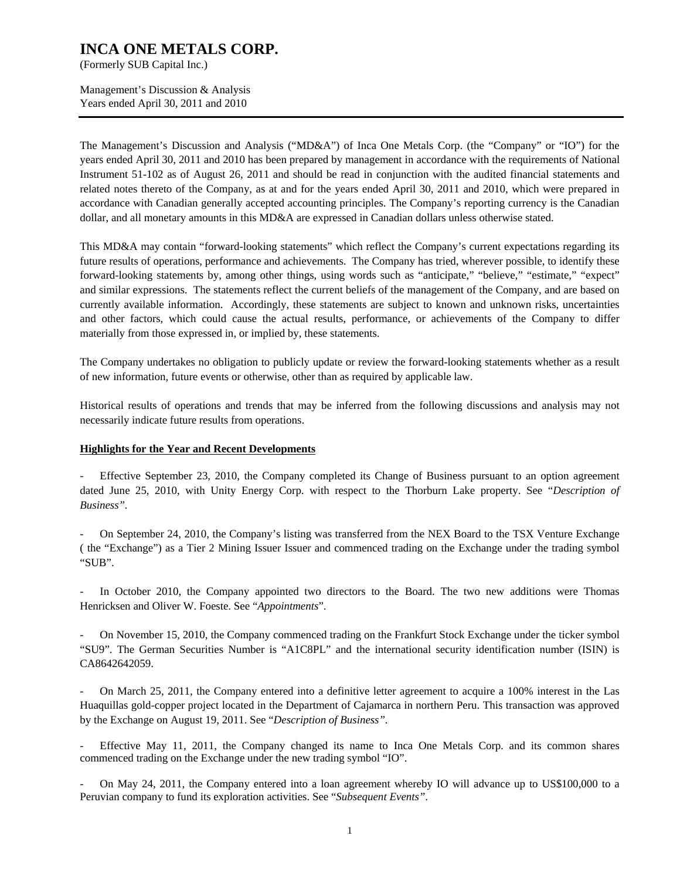# INCA ONE METALS CORP.

(Formerly SUB Capital Inc.)

Management's Discussion & Analysis
Years ended April 30, 2011 and 2010

The Management's Discussion and Analysis ("MD&A") of Inca One Metals Corp. (the "Company" or "IO") for the years ended April 30, 2011 and 2010 has been prepared by management in accordance with the requirements of National Instrument 51-102 as of August 26, 2011 and should be read in conjunction with the audited financial statements and related notes thereto of the Company, as at and for the years ended April 30, 2011 and 2010, which were prepared in accordance with Canadian generally accepted accounting principles. The Company's reporting currency is the Canadian dollar, and all monetary amounts in this MD&A are expressed in Canadian dollars unless otherwise stated.

This MD&A may contain "forward-looking statements" which reflect the Company's current expectations regarding its future results of operations, performance and achievements. The Company has tried, wherever possible, to identify these forward-looking statements by, among other things, using words such as "anticipate," "believe," "estimate," "expect" and similar expressions. The statements reflect the current beliefs of the management of the Company, and are based on currently available information. Accordingly, these statements are subject to known and unknown risks, uncertainties and other factors, which could cause the actual results, performance, or achievements of the Company to differ materially from those expressed in, or implied by, these statements.

The Company undertakes no obligation to publicly update or review the forward-looking statements whether as a result of new information, future events or otherwise, other than as required by applicable law.

Historical results of operations and trends that may be inferred from the following discussions and analysis may not necessarily indicate future results from operations.

## Highlights for the Year and Recent Developments

- Effective September 23, 2010, the Company completed its Change of Business pursuant to an option agreement dated June 25, 2010, with Unity Energy Corp. with respect to the Thorburn Lake property. See "*Description of Business"*.

- On September 24, 2010, the Company's listing was transferred from the NEX Board to the TSX Venture Exchange ( the "Exchange") as a Tier 2 Mining Issuer Issuer and commenced trading on the Exchange under the trading symbol "SUB".

- In October 2010, the Company appointed two directors to the Board. The two new additions were Thomas Henricksen and Oliver W. Foeste. See "*Appointments*".

- On November 15, 2010, the Company commenced trading on the Frankfurt Stock Exchange under the ticker symbol "SU9". The German Securities Number is "A1C8PL" and the international security identification number (ISIN) is CA8642642059.

- On March 25, 2011, the Company entered into a definitive letter agreement to acquire a 100% interest in the Las Huaquillas gold-copper project located in the Department of Cajamarca in northern Peru. This transaction was approved by the Exchange on August 19, 2011. See "*Description of Business"*.

- Effective May 11, 2011, the Company changed its name to Inca One Metals Corp. and its common shares commenced trading on the Exchange under the new trading symbol "IO".

- On May 24, 2011, the Company entered into a loan agreement whereby IO will advance up to US$100,000 to a Peruvian company to fund its exploration activities. See "*Subsequent Events"*.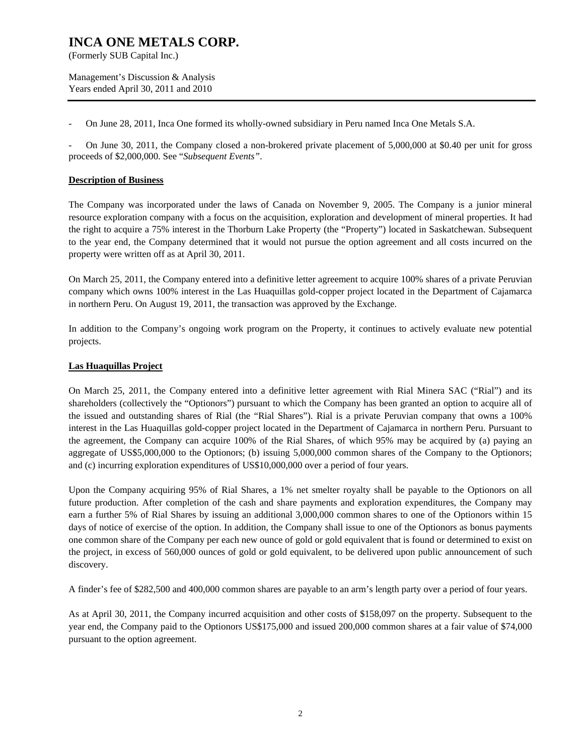- On June 28, 2011, Inca One formed its wholly-owned subsidiary in Peru named Inca One Metals S.A.

- On June 30, 2011, the Company closed a non-brokered private placement of 5,000,000 at $0.40 per unit for gross proceeds of $2,000,000. See "*Subsequent Events"*.

**Description of Business**

The Company was incorporated under the laws of Canada on November 9, 2005. The Company is a junior mineral resource exploration company with a focus on the acquisition, exploration and development of mineral properties. It had the right to acquire a 75% interest in the Thorburn Lake Property (the "Property") located in Saskatchewan. Subsequent to the year end, the Company determined that it would not pursue the option agreement and all costs incurred on the property were written off as at April 30, 2011.

On March 25, 2011, the Company entered into a definitive letter agreement to acquire 100% shares of a private Peruvian company which owns 100% interest in the Las Huaquillas gold-copper project located in the Department of Cajamarca in northern Peru. On August 19, 2011, the transaction was approved by the Exchange.

In addition to the Company's ongoing work program on the Property, it continues to actively evaluate new potential projects.

**Las Huaquillas Project**

On March 25, 2011, the Company entered into a definitive letter agreement with Rial Minera SAC ("Rial") and its shareholders (collectively the "Optionors") pursuant to which the Company has been granted an option to acquire all of the issued and outstanding shares of Rial (the "Rial Shares"). Rial is a private Peruvian company that owns a 100% interest in the Las Huaquillas gold-copper project located in the Department of Cajamarca in northern Peru. Pursuant to the agreement, the Company can acquire 100% of the Rial Shares, of which 95% may be acquired by (a) paying an aggregate of US$5,000,000 to the Optionors; (b) issuing 5,000,000 common shares of the Company to the Optionors; and (c) incurring exploration expenditures of US$10,000,000 over a period of four years.

Upon the Company acquiring 95% of Rial Shares, a 1% net smelter royalty shall be payable to the Optionors on all future production. After completion of the cash and share payments and exploration expenditures, the Company may earn a further 5% of Rial Shares by issuing an additional 3,000,000 common shares to one of the Optionors within 15 days of notice of exercise of the option. In addition, the Company shall issue to one of the Optionors as bonus payments one common share of the Company per each new ounce of gold or gold equivalent that is found or determined to exist on the project, in excess of 560,000 ounces of gold or gold equivalent, to be delivered upon public announcement of such discovery.

A finder's fee of $282,500 and 400,000 common shares are payable to an arm's length party over a period of four years.

As at April 30, 2011, the Company incurred acquisition and other costs of $158,097 on the property. Subsequent to the year end, the Company paid to the Optionors US$175,000 and issued 200,000 common shares at a fair value of $74,000 pursuant to the option agreement.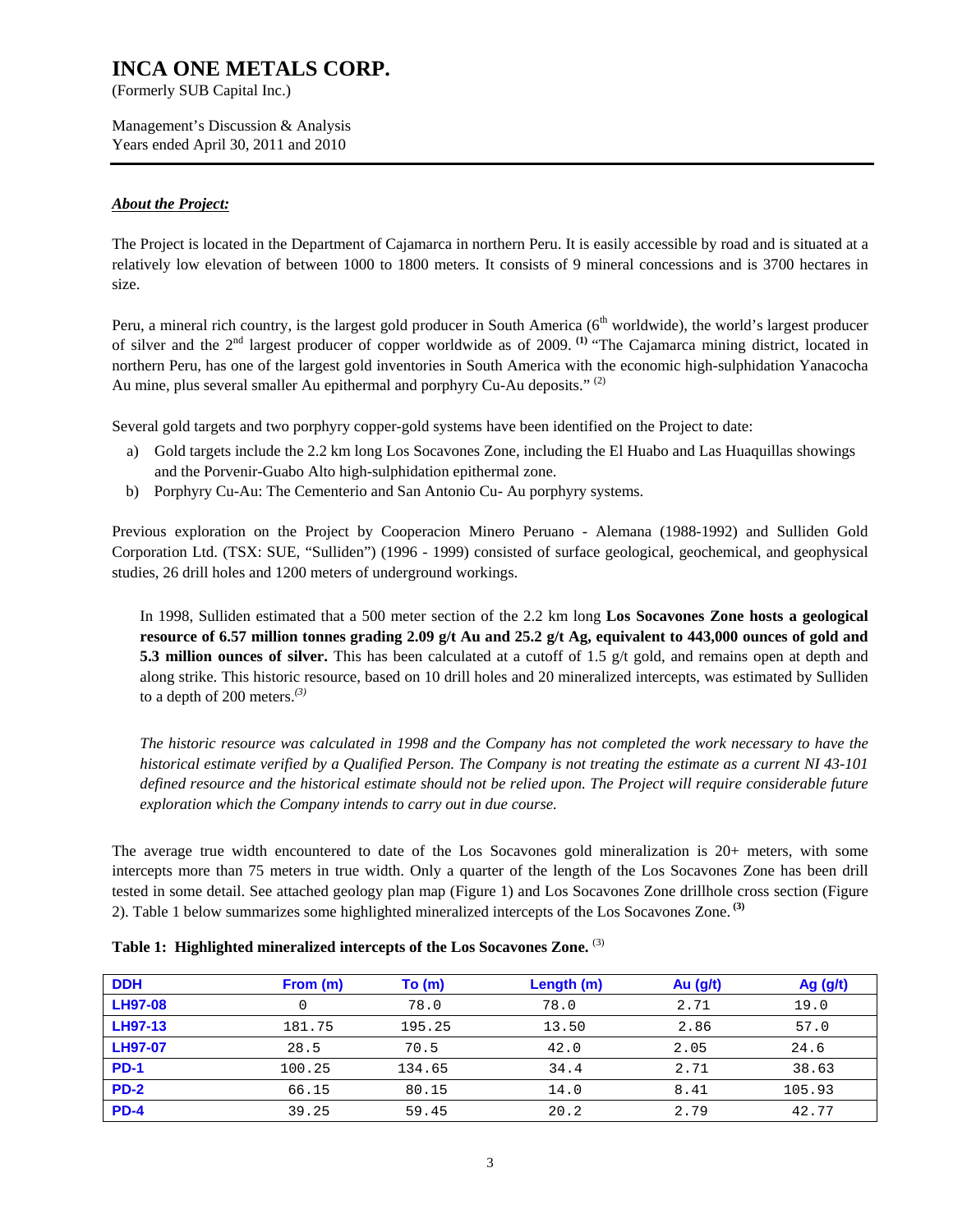# INCA ONE METALS CORP.

(Formerly SUB Capital Inc.)

Management's Discussion & Analysis
Years ended April 30, 2011 and 2010

***About the Project:***

The Project is located in the Department of Cajamarca in northern Peru. It is easily accessible by road and is situated at a relatively low elevation of between 1000 to 1800 meters. It consists of 9 mineral concessions and is 3700 hectares in size.

Peru, a mineral rich country, is the largest gold producer in South America (6th worldwide), the world's largest producer of silver and the 2nd largest producer of copper worldwide as of 2009. **(1)** "The Cajamarca mining district, located in northern Peru, has one of the largest gold inventories in South America with the economic high-sulphidation Yanacocha Au mine, plus several smaller Au epithermal and porphyry Cu-Au deposits." (2)

Several gold targets and two porphyry copper-gold systems have been identified on the Project to date:

a) Gold targets include the 2.2 km long Los Socavones Zone, including the El Huabo and Las Huaquillas showings and the Porvenir-Guabo Alto high-sulphidation epithermal zone.
b) Porphyry Cu-Au: The Cementerio and San Antonio Cu- Au porphyry systems.

Previous exploration on the Project by Cooperacion Minero Peruano - Alemana (1988-1992) and Sulliden Gold Corporation Ltd. (TSX: SUE, "Sulliden") (1996 - 1999) consisted of surface geological, geochemical, and geophysical studies, 26 drill holes and 1200 meters of underground workings.

> In 1998, Sulliden estimated that a 500 meter section of the 2.2 km long **Los Socavones Zone hosts a geological resource of 6.57 million tonnes grading 2.09 g/t Au and 25.2 g/t Ag, equivalent to 443,000 ounces of gold and 5.3 million ounces of silver.** This has been calculated at a cutoff of 1.5 g/t gold, and remains open at depth and along strike. This historic resource, based on 10 drill holes and 20 mineralized intercepts, was estimated by Sulliden to a depth of 200 meters.*(3)*
>
> *The historic resource was calculated in 1998 and the Company has not completed the work necessary to have the historical estimate verified by a Qualified Person. The Company is not treating the estimate as a current NI 43-101 defined resource and the historical estimate should not be relied upon. The Project will require considerable future exploration which the Company intends to carry out in due course.*

The average true width encountered to date of the Los Socavones gold mineralization is 20+ meters, with some intercepts more than 75 meters in true width. Only a quarter of the length of the Los Socavones Zone has been drill tested in some detail. See attached geology plan map (Figure 1) and Los Socavones Zone drillhole cross section (Figure 2). Table 1 below summarizes some highlighted mineralized intercepts of the Los Socavones Zone. **(3)**

**Table 1: Highlighted mineralized intercepts of the Los Socavones Zone.** (3)

| DDH | From (m) | To (m) | Length (m) | Au (g/t) | Ag (g/t) |
|---|---|---|---|---|---|
| LH97-08 | 0 | 78.0 | 78.0 | 2.71 | 19.0 |
| LH97-13 | 181.75 | 195.25 | 13.50 | 2.86 | 57.0 |
| LH97-07 | 28.5 | 70.5 | 42.0 | 2.05 | 24.6 |
| PD-1 | 100.25 | 134.65 | 34.4 | 2.71 | 38.63 |
| PD-2 | 66.15 | 80.15 | 14.0 | 8.41 | 105.93 |
| PD-4 | 39.25 | 59.45 | 20.2 | 2.79 | 42.77 |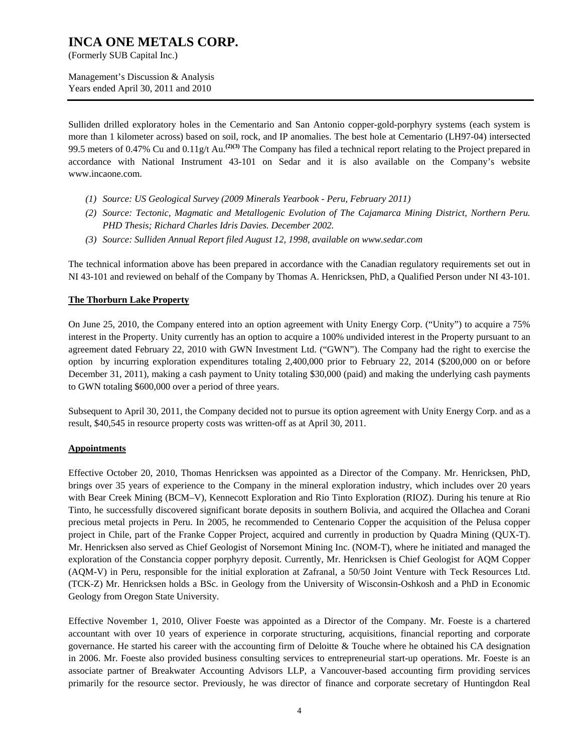Sulliden drilled exploratory holes in the Cementario and San Antonio copper-gold-porphyry systems (each system is more than 1 kilometer across) based on soil, rock, and IP anomalies. The best hole at Cementario (LH97-04) intersected 99.5 meters of 0.47% Cu and 0.11g/t Au.[(2)(3)] The Company has filed a technical report relating to the Project prepared in accordance with National Instrument 43-101 on Sedar and it is also available on the Company's website www.incaone.com.

*(1) Source: US Geological Survey (2009 Minerals Yearbook - Peru, February 2011)*

*(2) Source: Tectonic, Magmatic and Metallogenic Evolution of The Cajamarca Mining District, Northern Peru. PHD Thesis; Richard Charles Idris Davies. December 2002.*

*(3) Source: Sulliden Annual Report filed August 12, 1998, available on www.sedar.com*

The technical information above has been prepared in accordance with the Canadian regulatory requirements set out in NI 43-101 and reviewed on behalf of the Company by Thomas A. Henricksen, PhD, a Qualified Person under NI 43-101.

## The Thorburn Lake Property

On June 25, 2010, the Company entered into an option agreement with Unity Energy Corp. ("Unity") to acquire a 75% interest in the Property. Unity currently has an option to acquire a 100% undivided interest in the Property pursuant to an agreement dated February 22, 2010 with GWN Investment Ltd. ("GWN"). The Company had the right to exercise the option by incurring exploration expenditures totaling 2,400,000 prior to February 22, 2014 ($200,000 on or before December 31, 2011), making a cash payment to Unity totaling $30,000 (paid) and making the underlying cash payments to GWN totaling $600,000 over a period of three years.

Subsequent to April 30, 2011, the Company decided not to pursue its option agreement with Unity Energy Corp. and as a result, $40,545 in resource property costs was written-off as at April 30, 2011.

## Appointments

Effective October 20, 2010, Thomas Henricksen was appointed as a Director of the Company. Mr. Henricksen, PhD, brings over 35 years of experience to the Company in the mineral exploration industry, which includes over 20 years with Bear Creek Mining (BCM–V), Kennecott Exploration and Rio Tinto Exploration (RIOZ). During his tenure at Rio Tinto, he successfully discovered significant borate deposits in southern Bolivia, and acquired the Ollachea and Corani precious metal projects in Peru. In 2005, he recommended to Centenario Copper the acquisition of the Pelusa copper project in Chile, part of the Franke Copper Project, acquired and currently in production by Quadra Mining (QUX-T). Mr. Henricksen also served as Chief Geologist of Norsemont Mining Inc. (NOM-T), where he initiated and managed the exploration of the Constancia copper porphyry deposit. Currently, Mr. Henricksen is Chief Geologist for AQM Copper (AQM-V) in Peru, responsible for the initial exploration at Zafranal, a 50/50 Joint Venture with Teck Resources Ltd. (TCK-Z) Mr. Henricksen holds a BSc. in Geology from the University of Wisconsin-Oshkosh and a PhD in Economic Geology from Oregon State University.

Effective November 1, 2010, Oliver Foeste was appointed as a Director of the Company. Mr. Foeste is a chartered accountant with over 10 years of experience in corporate structuring, acquisitions, financial reporting and corporate governance. He started his career with the accounting firm of Deloitte & Touche where he obtained his CA designation in 2006. Mr. Foeste also provided business consulting services to entrepreneurial start-up operations. Mr. Foeste is an associate partner of Breakwater Accounting Advisors LLP, a Vancouver-based accounting firm providing services primarily for the resource sector. Previously, he was director of finance and corporate secretary of Huntingdon Real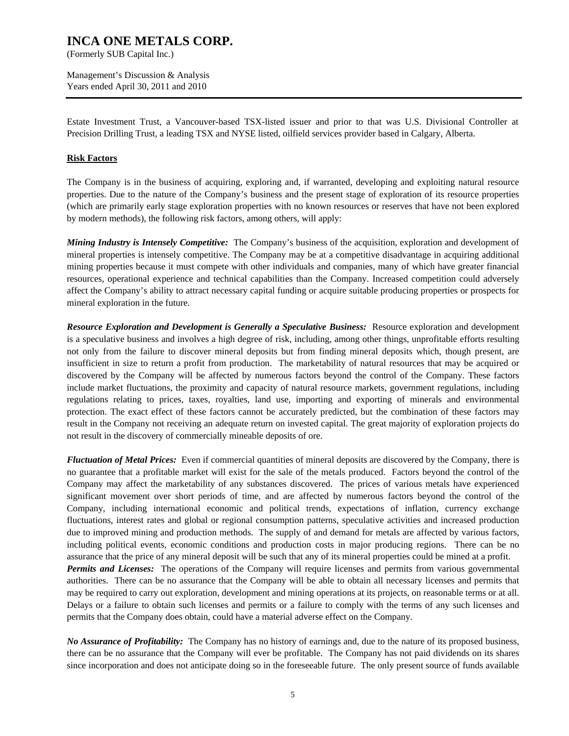Estate Investment Trust, a Vancouver-based TSX-listed issuer and prior to that was U.S. Divisional Controller at Precision Drilling Trust, a leading TSX and NYSE listed, oilfield services provider based in Calgary, Alberta.

## Risk Factors

The Company is in the business of acquiring, exploring and, if warranted, developing and exploiting natural resource properties. Due to the nature of the Company's business and the present stage of exploration of its resource properties (which are primarily early stage exploration properties with no known resources or reserves that have not been explored by modern methods), the following risk factors, among others, will apply:

***Mining Industry is Intensely Competitive:*** The Company's business of the acquisition, exploration and development of mineral properties is intensely competitive. The Company may be at a competitive disadvantage in acquiring additional mining properties because it must compete with other individuals and companies, many of which have greater financial resources, operational experience and technical capabilities than the Company. Increased competition could adversely affect the Company's ability to attract necessary capital funding or acquire suitable producing properties or prospects for mineral exploration in the future.

***Resource Exploration and Development is Generally a Speculative Business:*** Resource exploration and development is a speculative business and involves a high degree of risk, including, among other things, unprofitable efforts resulting not only from the failure to discover mineral deposits but from finding mineral deposits which, though present, are insufficient in size to return a profit from production. The marketability of natural resources that may be acquired or discovered by the Company will be affected by numerous factors beyond the control of the Company. These factors include market fluctuations, the proximity and capacity of natural resource markets, government regulations, including regulations relating to prices, taxes, royalties, land use, importing and exporting of minerals and environmental protection. The exact effect of these factors cannot be accurately predicted, but the combination of these factors may result in the Company not receiving an adequate return on invested capital. The great majority of exploration projects do not result in the discovery of commercially mineable deposits of ore.

***Fluctuation of Metal Prices:*** Even if commercial quantities of mineral deposits are discovered by the Company, there is no guarantee that a profitable market will exist for the sale of the metals produced. Factors beyond the control of the Company may affect the marketability of any substances discovered. The prices of various metals have experienced significant movement over short periods of time, and are affected by numerous factors beyond the control of the Company, including international economic and political trends, expectations of inflation, currency exchange fluctuations, interest rates and global or regional consumption patterns, speculative activities and increased production due to improved mining and production methods. The supply of and demand for metals are affected by various factors, including political events, economic conditions and production costs in major producing regions. There can be no assurance that the price of any mineral deposit will be such that any of its mineral properties could be mined at a profit.

***Permits and Licenses:*** The operations of the Company will require licenses and permits from various governmental authorities. There can be no assurance that the Company will be able to obtain all necessary licenses and permits that may be required to carry out exploration, development and mining operations at its projects, on reasonable terms or at all. Delays or a failure to obtain such licenses and permits or a failure to comply with the terms of any such licenses and permits that the Company does obtain, could have a material adverse effect on the Company.

***No Assurance of Profitability:*** The Company has no history of earnings and, due to the nature of its proposed business, there can be no assurance that the Company will ever be profitable. The Company has not paid dividends on its shares since incorporation and does not anticipate doing so in the foreseeable future. The only present source of funds available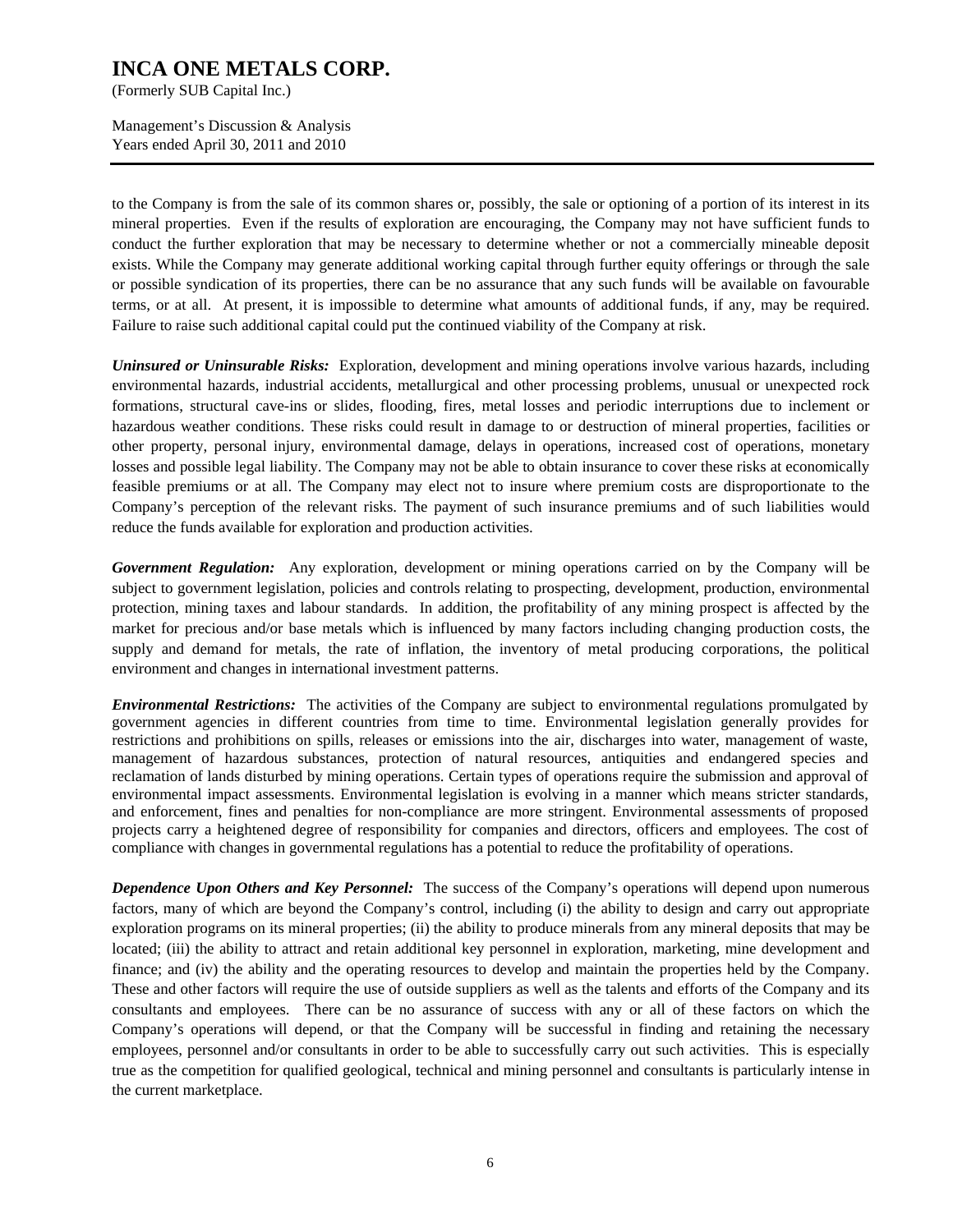to the Company is from the sale of its common shares or, possibly, the sale or optioning of a portion of its interest in its mineral properties. Even if the results of exploration are encouraging, the Company may not have sufficient funds to conduct the further exploration that may be necessary to determine whether or not a commercially mineable deposit exists. While the Company may generate additional working capital through further equity offerings or through the sale or possible syndication of its properties, there can be no assurance that any such funds will be available on favourable terms, or at all. At present, it is impossible to determine what amounts of additional funds, if any, may be required. Failure to raise such additional capital could put the continued viability of the Company at risk.

***Uninsured or Uninsurable Risks:*** Exploration, development and mining operations involve various hazards, including environmental hazards, industrial accidents, metallurgical and other processing problems, unusual or unexpected rock formations, structural cave-ins or slides, flooding, fires, metal losses and periodic interruptions due to inclement or hazardous weather conditions. These risks could result in damage to or destruction of mineral properties, facilities or other property, personal injury, environmental damage, delays in operations, increased cost of operations, monetary losses and possible legal liability. The Company may not be able to obtain insurance to cover these risks at economically feasible premiums or at all. The Company may elect not to insure where premium costs are disproportionate to the Company's perception of the relevant risks. The payment of such insurance premiums and of such liabilities would reduce the funds available for exploration and production activities.

***Government Regulation:*** Any exploration, development or mining operations carried on by the Company will be subject to government legislation, policies and controls relating to prospecting, development, production, environmental protection, mining taxes and labour standards. In addition, the profitability of any mining prospect is affected by the market for precious and/or base metals which is influenced by many factors including changing production costs, the supply and demand for metals, the rate of inflation, the inventory of metal producing corporations, the political environment and changes in international investment patterns.

***Environmental Restrictions:*** The activities of the Company are subject to environmental regulations promulgated by government agencies in different countries from time to time. Environmental legislation generally provides for restrictions and prohibitions on spills, releases or emissions into the air, discharges into water, management of waste, management of hazardous substances, protection of natural resources, antiquities and endangered species and reclamation of lands disturbed by mining operations. Certain types of operations require the submission and approval of environmental impact assessments. Environmental legislation is evolving in a manner which means stricter standards, and enforcement, fines and penalties for non-compliance are more stringent. Environmental assessments of proposed projects carry a heightened degree of responsibility for companies and directors, officers and employees. The cost of compliance with changes in governmental regulations has a potential to reduce the profitability of operations.

***Dependence Upon Others and Key Personnel:*** The success of the Company's operations will depend upon numerous factors, many of which are beyond the Company's control, including (i) the ability to design and carry out appropriate exploration programs on its mineral properties; (ii) the ability to produce minerals from any mineral deposits that may be located; (iii) the ability to attract and retain additional key personnel in exploration, marketing, mine development and finance; and (iv) the ability and the operating resources to develop and maintain the properties held by the Company. These and other factors will require the use of outside suppliers as well as the talents and efforts of the Company and its consultants and employees. There can be no assurance of success with any or all of these factors on which the Company's operations will depend, or that the Company will be successful in finding and retaining the necessary employees, personnel and/or consultants in order to be able to successfully carry out such activities. This is especially true as the competition for qualified geological, technical and mining personnel and consultants is particularly intense in the current marketplace.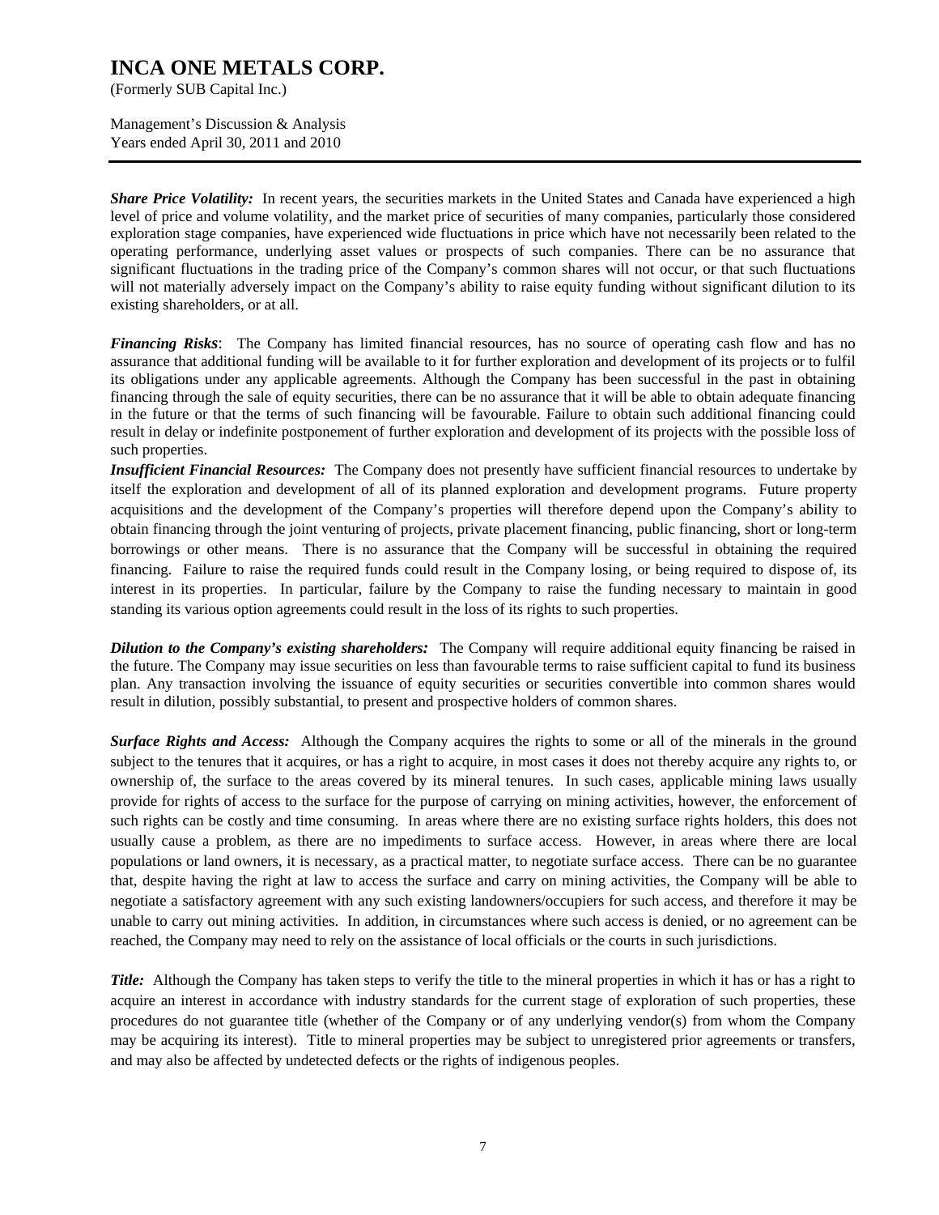***Share Price Volatility:*** In recent years, the securities markets in the United States and Canada have experienced a high level of price and volume volatility, and the market price of securities of many companies, particularly those considered exploration stage companies, have experienced wide fluctuations in price which have not necessarily been related to the operating performance, underlying asset values or prospects of such companies. There can be no assurance that significant fluctuations in the trading price of the Company's common shares will not occur, or that such fluctuations will not materially adversely impact on the Company's ability to raise equity funding without significant dilution to its existing shareholders, or at all.

***Financing Risks***: The Company has limited financial resources, has no source of operating cash flow and has no assurance that additional funding will be available to it for further exploration and development of its projects or to fulfil its obligations under any applicable agreements. Although the Company has been successful in the past in obtaining financing through the sale of equity securities, there can be no assurance that it will be able to obtain adequate financing in the future or that the terms of such financing will be favourable. Failure to obtain such additional financing could result in delay or indefinite postponement of further exploration and development of its projects with the possible loss of such properties.

***Insufficient Financial Resources:*** The Company does not presently have sufficient financial resources to undertake by itself the exploration and development of all of its planned exploration and development programs. Future property acquisitions and the development of the Company's properties will therefore depend upon the Company's ability to obtain financing through the joint venturing of projects, private placement financing, public financing, short or long-term borrowings or other means. There is no assurance that the Company will be successful in obtaining the required financing. Failure to raise the required funds could result in the Company losing, or being required to dispose of, its interest in its properties. In particular, failure by the Company to raise the funding necessary to maintain in good standing its various option agreements could result in the loss of its rights to such properties.

***Dilution to the Company's existing shareholders:*** The Company will require additional equity financing be raised in the future. The Company may issue securities on less than favourable terms to raise sufficient capital to fund its business plan. Any transaction involving the issuance of equity securities or securities convertible into common shares would result in dilution, possibly substantial, to present and prospective holders of common shares.

***Surface Rights and Access:*** Although the Company acquires the rights to some or all of the minerals in the ground subject to the tenures that it acquires, or has a right to acquire, in most cases it does not thereby acquire any rights to, or ownership of, the surface to the areas covered by its mineral tenures. In such cases, applicable mining laws usually provide for rights of access to the surface for the purpose of carrying on mining activities, however, the enforcement of such rights can be costly and time consuming. In areas where there are no existing surface rights holders, this does not usually cause a problem, as there are no impediments to surface access. However, in areas where there are local populations or land owners, it is necessary, as a practical matter, to negotiate surface access. There can be no guarantee that, despite having the right at law to access the surface and carry on mining activities, the Company will be able to negotiate a satisfactory agreement with any such existing landowners/occupiers for such access, and therefore it may be unable to carry out mining activities. In addition, in circumstances where such access is denied, or no agreement can be reached, the Company may need to rely on the assistance of local officials or the courts in such jurisdictions.

***Title:*** Although the Company has taken steps to verify the title to the mineral properties in which it has or has a right to acquire an interest in accordance with industry standards for the current stage of exploration of such properties, these procedures do not guarantee title (whether of the Company or of any underlying vendor(s) from whom the Company may be acquiring its interest). Title to mineral properties may be subject to unregistered prior agreements or transfers, and may also be affected by undetected defects or the rights of indigenous peoples.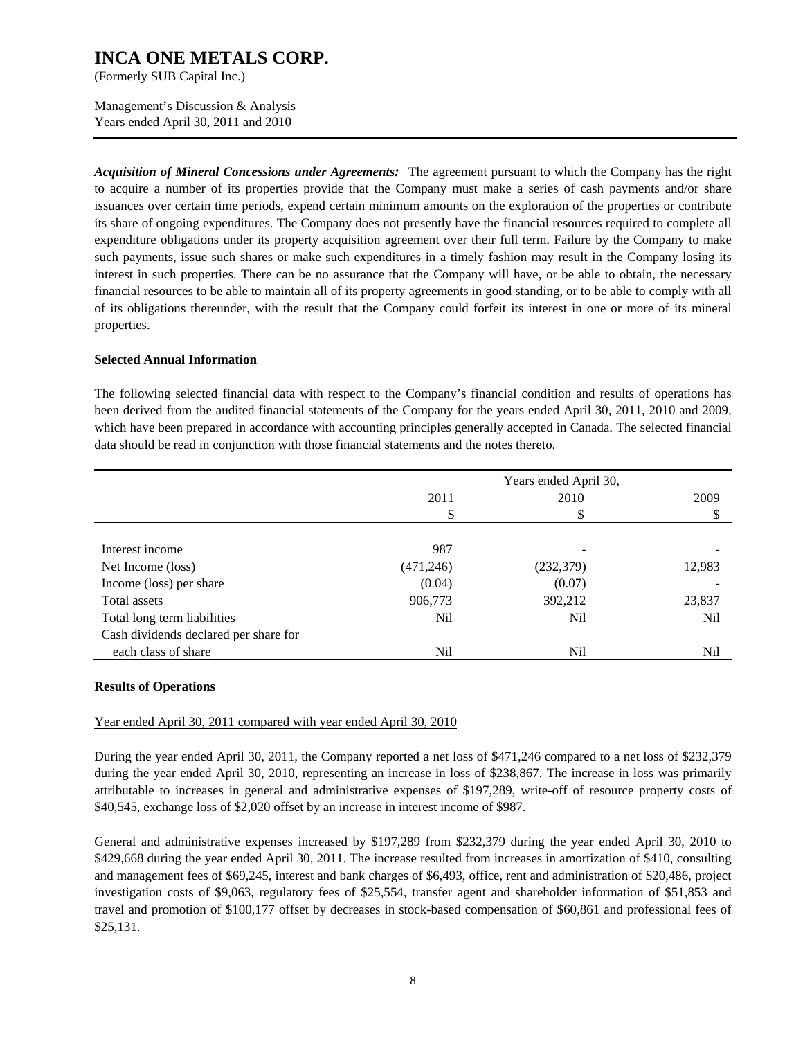*Acquisition of Mineral Concessions under Agreements:* The agreement pursuant to which the Company has the right to acquire a number of its properties provide that the Company must make a series of cash payments and/or share issuances over certain time periods, expend certain minimum amounts on the exploration of the properties or contribute its share of ongoing expenditures. The Company does not presently have the financial resources required to complete all expenditure obligations under its property acquisition agreement over their full term. Failure by the Company to make such payments, issue such shares or make such expenditures in a timely fashion may result in the Company losing its interest in such properties. There can be no assurance that the Company will have, or be able to obtain, the necessary financial resources to be able to maintain all of its property agreements in good standing, or to be able to comply with all of its obligations thereunder, with the result that the Company could forfeit its interest in one or more of its mineral properties.

**Selected Annual Information**

The following selected financial data with respect to the Company's financial condition and results of operations has been derived from the audited financial statements of the Company for the years ended April 30, 2011, 2010 and 2009, which have been prepared in accordance with accounting principles generally accepted in Canada. The selected financial data should be read in conjunction with those financial statements and the notes thereto.

| | Years ended April 30, | | |
|---|---|---|---|
| | 2011 | 2010 | 2009 |
| | $ | $ | $ |
| Interest income | 987 | - | - |
| Net Income (loss) | (471,246) | (232,379) | 12,983 |
| Income (loss) per share | (0.04) | (0.07) | - |
| Total assets | 906,773 | 392,212 | 23,837 |
| Total long term liabilities | Nil | Nil | Nil |
| Cash dividends declared per share for each class of share | Nil | Nil | Nil |

**Results of Operations**

Year ended April 30, 2011 compared with year ended April 30, 2010

During the year ended April 30, 2011, the Company reported a net loss of $471,246 compared to a net loss of $232,379 during the year ended April 30, 2010, representing an increase in loss of $238,867. The increase in loss was primarily attributable to increases in general and administrative expenses of $197,289, write-off of resource property costs of $40,545, exchange loss of $2,020 offset by an increase in interest income of $987.

General and administrative expenses increased by $197,289 from $232,379 during the year ended April 30, 2010 to $429,668 during the year ended April 30, 2011. The increase resulted from increases in amortization of $410, consulting and management fees of $69,245, interest and bank charges of $6,493, office, rent and administration of $20,486, project investigation costs of $9,063, regulatory fees of $25,554, transfer agent and shareholder information of $51,853 and travel and promotion of $100,177 offset by decreases in stock-based compensation of $60,861 and professional fees of $25,131.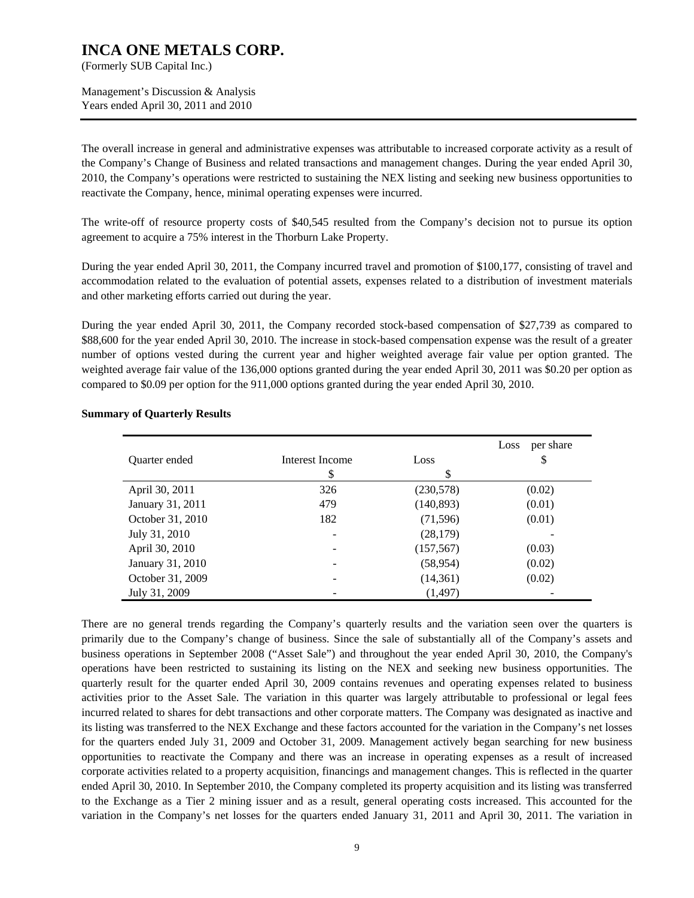The overall increase in general and administrative expenses was attributable to increased corporate activity as a result of the Company's Change of Business and related transactions and management changes. During the year ended April 30, 2010, the Company's operations were restricted to sustaining the NEX listing and seeking new business opportunities to reactivate the Company, hence, minimal operating expenses were incurred.

The write-off of resource property costs of $40,545 resulted from the Company's decision not to pursue its option agreement to acquire a 75% interest in the Thorburn Lake Property.

During the year ended April 30, 2011, the Company incurred travel and promotion of $100,177, consisting of travel and accommodation related to the evaluation of potential assets, expenses related to a distribution of investment materials and other marketing efforts carried out during the year.

During the year ended April 30, 2011, the Company recorded stock-based compensation of $27,739 as compared to $88,600 for the year ended April 30, 2010. The increase in stock-based compensation expense was the result of a greater number of options vested during the current year and higher weighted average fair value per option granted. The weighted average fair value of the 136,000 options granted during the year ended April 30, 2011 was $0.20 per option as compared to $0.09 per option for the 911,000 options granted during the year ended April 30, 2010.

**Summary of Quarterly Results**

| Quarter ended | Interest Income<br>$ | Loss<br>$ | Loss per share<br>$ |
|---|---|---|---|
| April 30, 2011 | 326 | (230,578) | (0.02) |
| January 31, 2011 | 479 | (140,893) | (0.01) |
| October 31, 2010 | 182 | (71,596) | (0.01) |
| July 31, 2010 | - | (28,179) | - |
| April 30, 2010 | - | (157,567) | (0.03) |
| January 31, 2010 | - | (58,954) | (0.02) |
| October 31, 2009 | - | (14,361) | (0.02) |
| July 31, 2009 | - | (1,497) | - |

There are no general trends regarding the Company's quarterly results and the variation seen over the quarters is primarily due to the Company's change of business. Since the sale of substantially all of the Company's assets and business operations in September 2008 ("Asset Sale") and throughout the year ended April 30, 2010, the Company's operations have been restricted to sustaining its listing on the NEX and seeking new business opportunities. The quarterly result for the quarter ended April 30, 2009 contains revenues and operating expenses related to business activities prior to the Asset Sale. The variation in this quarter was largely attributable to professional or legal fees incurred related to shares for debt transactions and other corporate matters. The Company was designated as inactive and its listing was transferred to the NEX Exchange and these factors accounted for the variation in the Company's net losses for the quarters ended July 31, 2009 and October 31, 2009. Management actively began searching for new business opportunities to reactivate the Company and there was an increase in operating expenses as a result of increased corporate activities related to a property acquisition, financings and management changes. This is reflected in the quarter ended April 30, 2010. In September 2010, the Company completed its property acquisition and its listing was transferred to the Exchange as a Tier 2 mining issuer and as a result, general operating costs increased. This accounted for the variation in the Company's net losses for the quarters ended January 31, 2011 and April 30, 2011. The variation in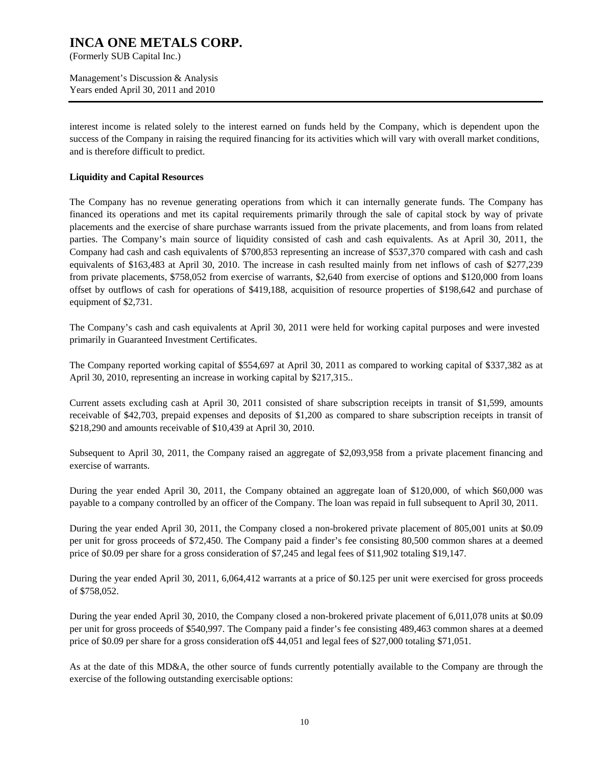interest income is related solely to the interest earned on funds held by the Company, which is dependent upon the success of the Company in raising the required financing for its activities which will vary with overall market conditions, and is therefore difficult to predict.

**Liquidity and Capital Resources**

The Company has no revenue generating operations from which it can internally generate funds. The Company has financed its operations and met its capital requirements primarily through the sale of capital stock by way of private placements and the exercise of share purchase warrants issued from the private placements, and from loans from related parties. The Company's main source of liquidity consisted of cash and cash equivalents. As at April 30, 2011, the Company had cash and cash equivalents of $700,853 representing an increase of $537,370 compared with cash and cash equivalents of $163,483 at April 30, 2010. The increase in cash resulted mainly from net inflows of cash of $277,239 from private placements, $758,052 from exercise of warrants, $2,640 from exercise of options and $120,000 from loans offset by outflows of cash for operations of $419,188, acquisition of resource properties of $198,642 and purchase of equipment of $2,731.

The Company's cash and cash equivalents at April 30, 2011 were held for working capital purposes and were invested primarily in Guaranteed Investment Certificates.

The Company reported working capital of $554,697 at April 30, 2011 as compared to working capital of $337,382 as at April 30, 2010, representing an increase in working capital by $217,315..

Current assets excluding cash at April 30, 2011 consisted of share subscription receipts in transit of $1,599, amounts receivable of $42,703, prepaid expenses and deposits of $1,200 as compared to share subscription receipts in transit of $218,290 and amounts receivable of $10,439 at April 30, 2010.

Subsequent to April 30, 2011, the Company raised an aggregate of $2,093,958 from a private placement financing and exercise of warrants.

During the year ended April 30, 2011, the Company obtained an aggregate loan of $120,000, of which $60,000 was payable to a company controlled by an officer of the Company. The loan was repaid in full subsequent to April 30, 2011.

During the year ended April 30, 2011, the Company closed a non-brokered private placement of 805,001 units at $0.09 per unit for gross proceeds of $72,450. The Company paid a finder's fee consisting 80,500 common shares at a deemed price of $0.09 per share for a gross consideration of $7,245 and legal fees of $11,902 totaling $19,147.

During the year ended April 30, 2011, 6,064,412 warrants at a price of $0.125 per unit were exercised for gross proceeds of $758,052.

During the year ended April 30, 2010, the Company closed a non-brokered private placement of 6,011,078 units at $0.09 per unit for gross proceeds of $540,997. The Company paid a finder's fee consisting 489,463 common shares at a deemed price of $0.09 per share for a gross consideration of$ 44,051 and legal fees of $27,000 totaling $71,051.

As at the date of this MD&A, the other source of funds currently potentially available to the Company are through the exercise of the following outstanding exercisable options: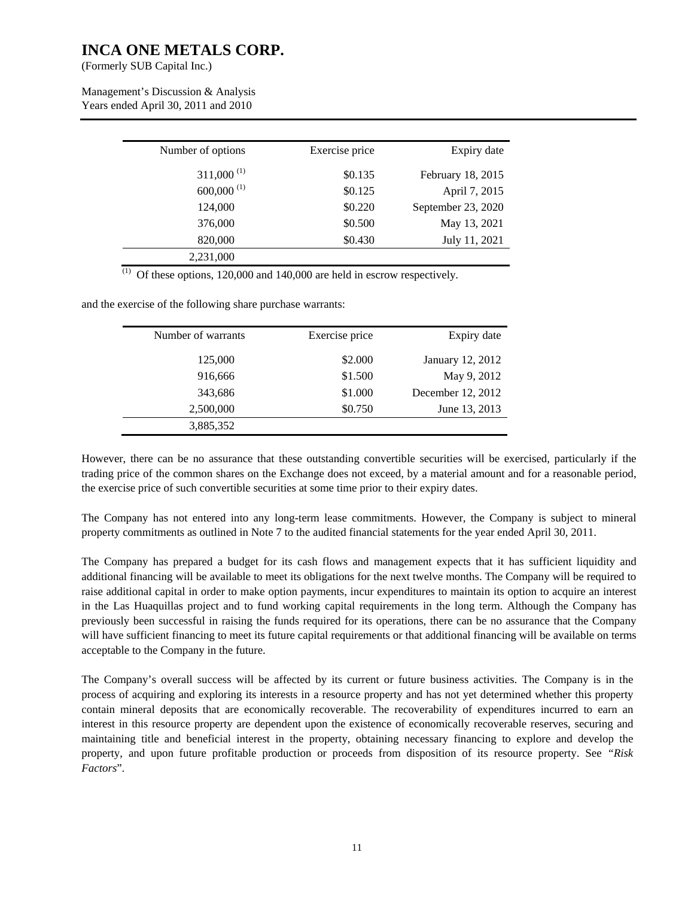| Number of options | Exercise price | Expiry date |
| --- | --- | --- |
| 311,000 [(1)] | $0.135 | February 18, 2015 |
| 600,000 [(1)] | $0.125 | April 7, 2015 |
| 124,000 | $0.220 | September 23, 2020 |
| 376,000 | $0.500 | May 13, 2021 |
| 820,000 | $0.430 | July 11, 2021 |
| 2,231,000 | | |

[(1)] Of these options, 120,000 and 140,000 are held in escrow respectively.

and the exercise of the following share purchase warrants:

| Number of warrants | Exercise price | Expiry date |
| --- | --- | --- |
| 125,000 | $2.000 | January 12, 2012 |
| 916,666 | $1.500 | May 9, 2012 |
| 343,686 | $1.000 | December 12, 2012 |
| 2,500,000 | $0.750 | June 13, 2013 |
| 3,885,352 | | |

However, there can be no assurance that these outstanding convertible securities will be exercised, particularly if the trading price of the common shares on the Exchange does not exceed, by a material amount and for a reasonable period, the exercise price of such convertible securities at some time prior to their expiry dates.

The Company has not entered into any long-term lease commitments. However, the Company is subject to mineral property commitments as outlined in Note 7 to the audited financial statements for the year ended April 30, 2011.

The Company has prepared a budget for its cash flows and management expects that it has sufficient liquidity and additional financing will be available to meet its obligations for the next twelve months. The Company will be required to raise additional capital in order to make option payments, incur expenditures to maintain its option to acquire an interest in the Las Huaquillas project and to fund working capital requirements in the long term. Although the Company has previously been successful in raising the funds required for its operations, there can be no assurance that the Company will have sufficient financing to meet its future capital requirements or that additional financing will be available on terms acceptable to the Company in the future.

The Company's overall success will be affected by its current or future business activities. The Company is in the process of acquiring and exploring its interests in a resource property and has not yet determined whether this property contain mineral deposits that are economically recoverable. The recoverability of expenditures incurred to earn an interest in this resource property are dependent upon the existence of economically recoverable reserves, securing and maintaining title and beneficial interest in the property, obtaining necessary financing to explore and develop the property, and upon future profitable production or proceeds from disposition of its resource property. See "*Risk Factors*".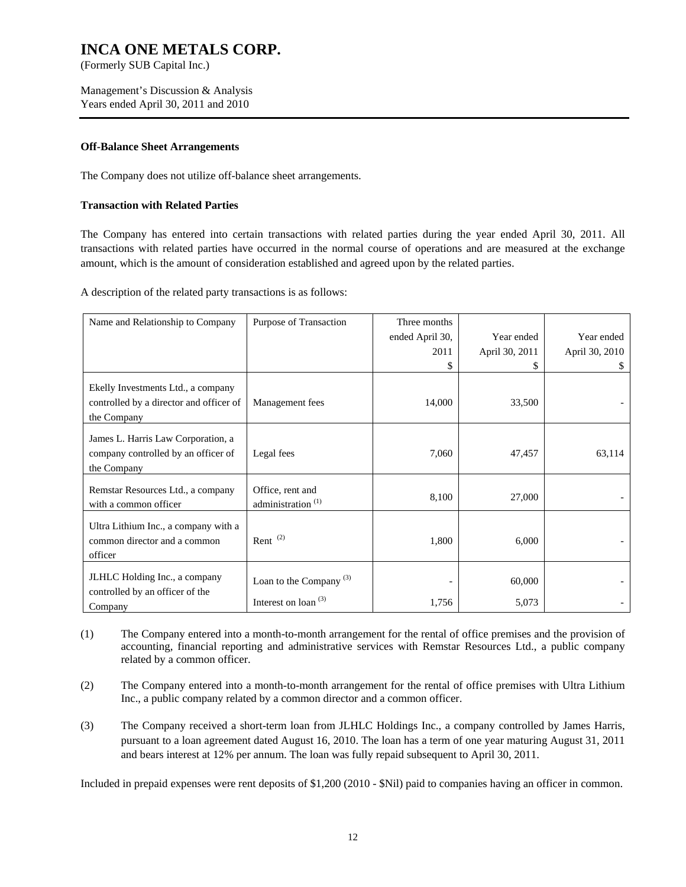## Off-Balance Sheet Arrangements

The Company does not utilize off-balance sheet arrangements.

## Transaction with Related Parties

The Company has entered into certain transactions with related parties during the year ended April 30, 2011. All transactions with related parties have occurred in the normal course of operations and are measured at the exchange amount, which is the amount of consideration established and agreed upon by the related parties.

A description of the related party transactions is as follows:

| Name and Relationship to Company | Purpose of Transaction | Three months ended April 30, 2011 $ | Year ended April 30, 2011 $ | Year ended April 30, 2010 $ |
|---|---|---|---|---|
| Ekelly Investments Ltd., a company controlled by a director and officer of the Company | Management fees | 14,000 | 33,500 | - |
| James L. Harris Law Corporation, a company controlled by an officer of the Company | Legal fees | 7,060 | 47,457 | 63,114 |
| Remstar Resources Ltd., a company with a common officer | Office, rent and administration (1) | 8,100 | 27,000 | - |
| Ultra Lithium Inc., a company with a common director and a common officer | Rent (2) | 1,800 | 6,000 | - |
| JLHLC Holding Inc., a company controlled by an officer of the Company | Loan to the Company (3) | - | 60,000 | - |
| | Interest on loan (3) | 1,756 | 5,073 | - |

(1) The Company entered into a month-to-month arrangement for the rental of office premises and the provision of accounting, financial reporting and administrative services with Remstar Resources Ltd., a public company related by a common officer.

(2) The Company entered into a month-to-month arrangement for the rental of office premises with Ultra Lithium Inc., a public company related by a common director and a common officer.

(3) The Company received a short-term loan from JLHLC Holdings Inc., a company controlled by James Harris, pursuant to a loan agreement dated August 16, 2010. The loan has a term of one year maturing August 31, 2011 and bears interest at 12% per annum. The loan was fully repaid subsequent to April 30, 2011.

Included in prepaid expenses were rent deposits of $1,200 (2010 - $Nil) paid to companies having an officer in common.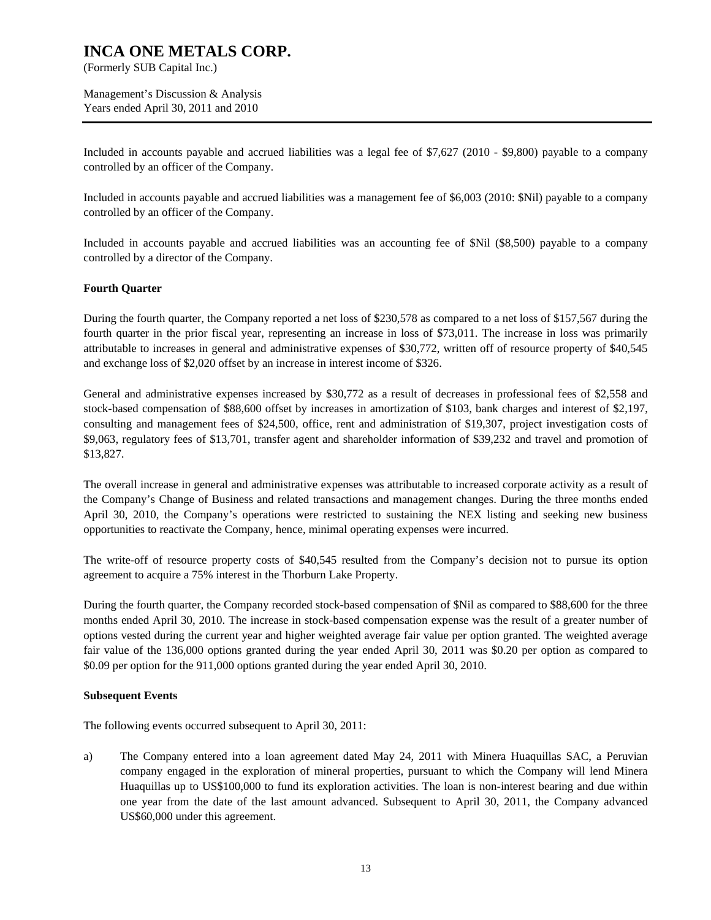Included in accounts payable and accrued liabilities was a legal fee of $7,627 (2010 - $9,800) payable to a company controlled by an officer of the Company.

Included in accounts payable and accrued liabilities was a management fee of $6,003 (2010: $Nil) payable to a company controlled by an officer of the Company.

Included in accounts payable and accrued liabilities was an accounting fee of $Nil ($8,500) payable to a company controlled by a director of the Company.

**Fourth Quarter**

During the fourth quarter, the Company reported a net loss of $230,578 as compared to a net loss of $157,567 during the fourth quarter in the prior fiscal year, representing an increase in loss of $73,011. The increase in loss was primarily attributable to increases in general and administrative expenses of $30,772, written off of resource property of $40,545 and exchange loss of $2,020 offset by an increase in interest income of $326.

General and administrative expenses increased by $30,772 as a result of decreases in professional fees of $2,558 and stock-based compensation of $88,600 offset by increases in amortization of $103, bank charges and interest of $2,197, consulting and management fees of $24,500, office, rent and administration of $19,307, project investigation costs of $9,063, regulatory fees of $13,701, transfer agent and shareholder information of $39,232 and travel and promotion of $13,827.

The overall increase in general and administrative expenses was attributable to increased corporate activity as a result of the Company's Change of Business and related transactions and management changes. During the three months ended April 30, 2010, the Company's operations were restricted to sustaining the NEX listing and seeking new business opportunities to reactivate the Company, hence, minimal operating expenses were incurred.

The write-off of resource property costs of $40,545 resulted from the Company's decision not to pursue its option agreement to acquire a 75% interest in the Thorburn Lake Property.

During the fourth quarter, the Company recorded stock-based compensation of $Nil as compared to $88,600 for the three months ended April 30, 2010. The increase in stock-based compensation expense was the result of a greater number of options vested during the current year and higher weighted average fair value per option granted. The weighted average fair value of the 136,000 options granted during the year ended April 30, 2011 was $0.20 per option as compared to $0.09 per option for the 911,000 options granted during the year ended April 30, 2010.

**Subsequent Events**

The following events occurred subsequent to April 30, 2011:

a) The Company entered into a loan agreement dated May 24, 2011 with Minera Huaquillas SAC, a Peruvian company engaged in the exploration of mineral properties, pursuant to which the Company will lend Minera Huaquillas up to US$100,000 to fund its exploration activities. The loan is non-interest bearing and due within one year from the date of the last amount advanced. Subsequent to April 30, 2011, the Company advanced US$60,000 under this agreement.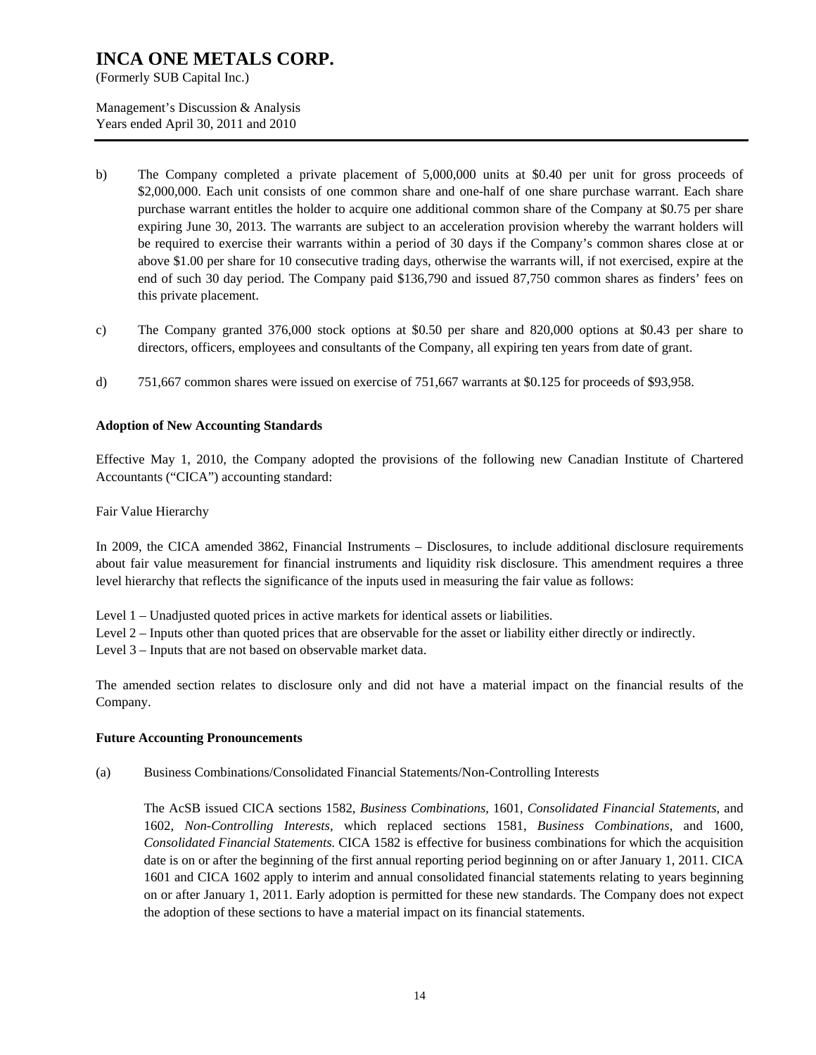b) The Company completed a private placement of 5,000,000 units at \$0.40 per unit for gross proceeds of \$2,000,000. Each unit consists of one common share and one-half of one share purchase warrant. Each share purchase warrant entitles the holder to acquire one additional common share of the Company at \$0.75 per share expiring June 30, 2013. The warrants are subject to an acceleration provision whereby the warrant holders will be required to exercise their warrants within a period of 30 days if the Company's common shares close at or above \$1.00 per share for 10 consecutive trading days, otherwise the warrants will, if not exercised, expire at the end of such 30 day period. The Company paid \$136,790 and issued 87,750 common shares as finders' fees on this private placement.

c) The Company granted 376,000 stock options at \$0.50 per share and 820,000 options at \$0.43 per share to directors, officers, employees and consultants of the Company, all expiring ten years from date of grant.

d) 751,667 common shares were issued on exercise of 751,667 warrants at \$0.125 for proceeds of \$93,958.

**Adoption of New Accounting Standards**

Effective May 1, 2010, the Company adopted the provisions of the following new Canadian Institute of Chartered Accountants ("CICA") accounting standard:

Fair Value Hierarchy

In 2009, the CICA amended 3862, Financial Instruments – Disclosures, to include additional disclosure requirements about fair value measurement for financial instruments and liquidity risk disclosure. This amendment requires a three level hierarchy that reflects the significance of the inputs used in measuring the fair value as follows:

Level 1 – Unadjusted quoted prices in active markets for identical assets or liabilities.
Level 2 – Inputs other than quoted prices that are observable for the asset or liability either directly or indirectly.
Level 3 – Inputs that are not based on observable market data.

The amended section relates to disclosure only and did not have a material impact on the financial results of the Company.

**Future Accounting Pronouncements**

(a) Business Combinations/Consolidated Financial Statements/Non-Controlling Interests

The AcSB issued CICA sections 1582, *Business Combinations*, 1601, *Consolidated Financial Statements*, and 1602, *Non-Controlling Interests*, which replaced sections 1581, *Business Combinations*, and 1600, *Consolidated Financial Statements*. CICA 1582 is effective for business combinations for which the acquisition date is on or after the beginning of the first annual reporting period beginning on or after January 1, 2011. CICA 1601 and CICA 1602 apply to interim and annual consolidated financial statements relating to years beginning on or after January 1, 2011. Early adoption is permitted for these new standards. The Company does not expect the adoption of these sections to have a material impact on its financial statements.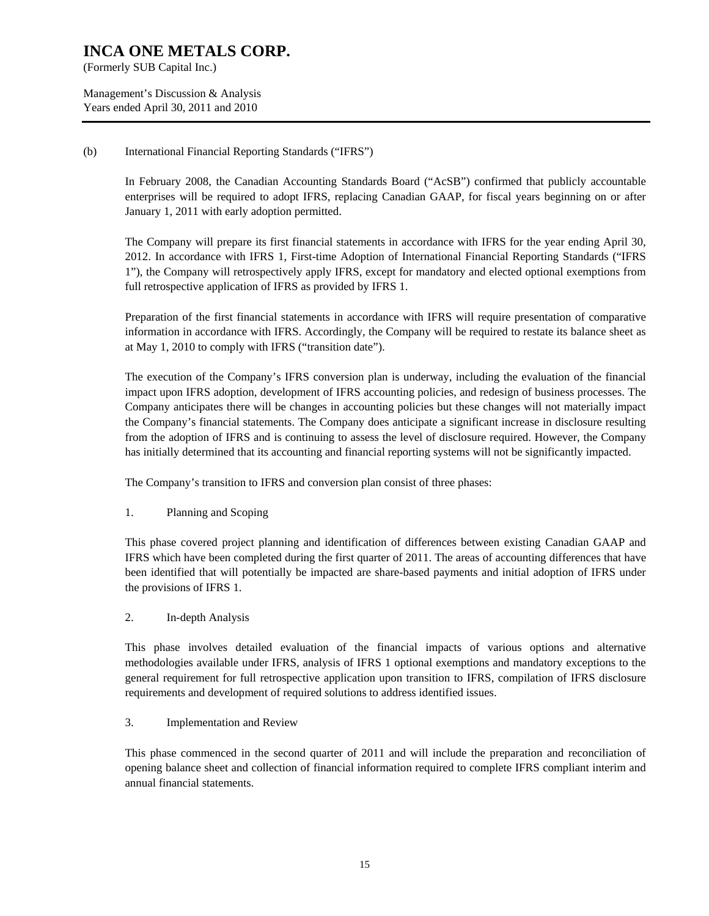(b) International Financial Reporting Standards ("IFRS")

In February 2008, the Canadian Accounting Standards Board ("AcSB") confirmed that publicly accountable enterprises will be required to adopt IFRS, replacing Canadian GAAP, for fiscal years beginning on or after January 1, 2011 with early adoption permitted.

The Company will prepare its first financial statements in accordance with IFRS for the year ending April 30, 2012. In accordance with IFRS 1, First-time Adoption of International Financial Reporting Standards ("IFRS 1"), the Company will retrospectively apply IFRS, except for mandatory and elected optional exemptions from full retrospective application of IFRS as provided by IFRS 1.

Preparation of the first financial statements in accordance with IFRS will require presentation of comparative information in accordance with IFRS. Accordingly, the Company will be required to restate its balance sheet as at May 1, 2010 to comply with IFRS ("transition date").

The execution of the Company's IFRS conversion plan is underway, including the evaluation of the financial impact upon IFRS adoption, development of IFRS accounting policies, and redesign of business processes. The Company anticipates there will be changes in accounting policies but these changes will not materially impact the Company's financial statements. The Company does anticipate a significant increase in disclosure resulting from the adoption of IFRS and is continuing to assess the level of disclosure required. However, the Company has initially determined that its accounting and financial reporting systems will not be significantly impacted.

The Company's transition to IFRS and conversion plan consist of three phases:

1. Planning and Scoping

This phase covered project planning and identification of differences between existing Canadian GAAP and IFRS which have been completed during the first quarter of 2011. The areas of accounting differences that have been identified that will potentially be impacted are share-based payments and initial adoption of IFRS under the provisions of IFRS 1.

2. In-depth Analysis

This phase involves detailed evaluation of the financial impacts of various options and alternative methodologies available under IFRS, analysis of IFRS 1 optional exemptions and mandatory exceptions to the general requirement for full retrospective application upon transition to IFRS, compilation of IFRS disclosure requirements and development of required solutions to address identified issues.

3. Implementation and Review

This phase commenced in the second quarter of 2011 and will include the preparation and reconciliation of opening balance sheet and collection of financial information required to complete IFRS compliant interim and annual financial statements.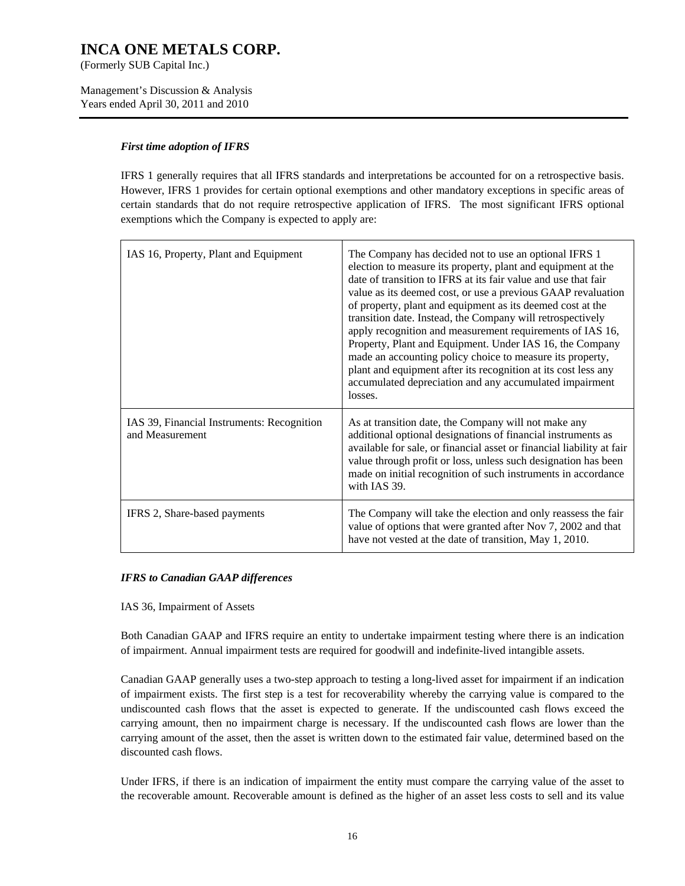### *First time adoption of IFRS*

IFRS 1 generally requires that all IFRS standards and interpretations be accounted for on a retrospective basis. However, IFRS 1 provides for certain optional exemptions and other mandatory exceptions in specific areas of certain standards that do not require retrospective application of IFRS. The most significant IFRS optional exemptions which the Company is expected to apply are:

| | |
|---|---|
| IAS 16, Property, Plant and Equipment | The Company has decided not to use an optional IFRS 1 election to measure its property, plant and equipment at the date of transition to IFRS at its fair value and use that fair value as its deemed cost, or use a previous GAAP revaluation of property, plant and equipment as its deemed cost at the transition date. Instead, the Company will retrospectively apply recognition and measurement requirements of IAS 16, Property, Plant and Equipment. Under IAS 16, the Company made an accounting policy choice to measure its property, plant and equipment after its recognition at its cost less any accumulated depreciation and any accumulated impairment losses. |
| IAS 39, Financial Instruments: Recognition and Measurement | As at transition date, the Company will not make any additional optional designations of financial instruments as available for sale, or financial asset or financial liability at fair value through profit or loss, unless such designation has been made on initial recognition of such instruments in accordance with IAS 39. |
| IFRS 2, Share-based payments | The Company will take the election and only reassess the fair value of options that were granted after Nov 7, 2002 and that have not vested at the date of transition, May 1, 2010. |

### *IFRS to Canadian GAAP differences*

IAS 36, Impairment of Assets

Both Canadian GAAP and IFRS require an entity to undertake impairment testing where there is an indication of impairment. Annual impairment tests are required for goodwill and indefinite-lived intangible assets.

Canadian GAAP generally uses a two-step approach to testing a long-lived asset for impairment if an indication of impairment exists. The first step is a test for recoverability whereby the carrying value is compared to the undiscounted cash flows that the asset is expected to generate. If the undiscounted cash flows exceed the carrying amount, then no impairment charge is necessary. If the undiscounted cash flows are lower than the carrying amount of the asset, then the asset is written down to the estimated fair value, determined based on the discounted cash flows.

Under IFRS, if there is an indication of impairment the entity must compare the carrying value of the asset to the recoverable amount. Recoverable amount is defined as the higher of an asset less costs to sell and its value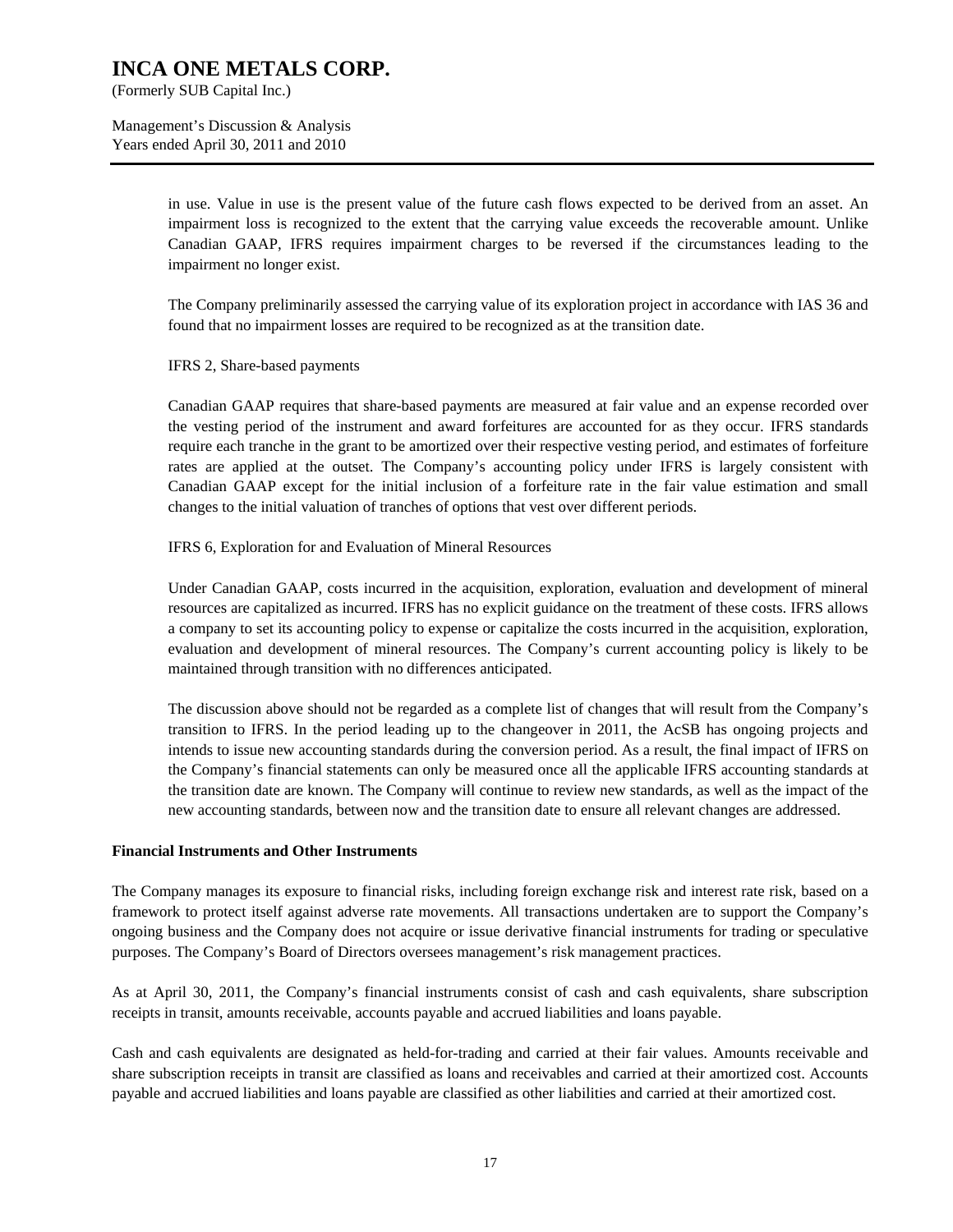in use. Value in use is the present value of the future cash flows expected to be derived from an asset. An impairment loss is recognized to the extent that the carrying value exceeds the recoverable amount. Unlike Canadian GAAP, IFRS requires impairment charges to be reversed if the circumstances leading to the impairment no longer exist.

The Company preliminarily assessed the carrying value of its exploration project in accordance with IAS 36 and found that no impairment losses are required to be recognized as at the transition date.

IFRS 2, Share-based payments

Canadian GAAP requires that share-based payments are measured at fair value and an expense recorded over the vesting period of the instrument and award forfeitures are accounted for as they occur. IFRS standards require each tranche in the grant to be amortized over their respective vesting period, and estimates of forfeiture rates are applied at the outset. The Company's accounting policy under IFRS is largely consistent with Canadian GAAP except for the initial inclusion of a forfeiture rate in the fair value estimation and small changes to the initial valuation of tranches of options that vest over different periods.

IFRS 6, Exploration for and Evaluation of Mineral Resources

Under Canadian GAAP, costs incurred in the acquisition, exploration, evaluation and development of mineral resources are capitalized as incurred. IFRS has no explicit guidance on the treatment of these costs. IFRS allows a company to set its accounting policy to expense or capitalize the costs incurred in the acquisition, exploration, evaluation and development of mineral resources. The Company's current accounting policy is likely to be maintained through transition with no differences anticipated.

The discussion above should not be regarded as a complete list of changes that will result from the Company's transition to IFRS. In the period leading up to the changeover in 2011, the AcSB has ongoing projects and intends to issue new accounting standards during the conversion period. As a result, the final impact of IFRS on the Company's financial statements can only be measured once all the applicable IFRS accounting standards at the transition date are known. The Company will continue to review new standards, as well as the impact of the new accounting standards, between now and the transition date to ensure all relevant changes are addressed.

**Financial Instruments and Other Instruments**

The Company manages its exposure to financial risks, including foreign exchange risk and interest rate risk, based on a framework to protect itself against adverse rate movements. All transactions undertaken are to support the Company's ongoing business and the Company does not acquire or issue derivative financial instruments for trading or speculative purposes. The Company's Board of Directors oversees management's risk management practices.

As at April 30, 2011, the Company's financial instruments consist of cash and cash equivalents, share subscription receipts in transit, amounts receivable, accounts payable and accrued liabilities and loans payable.

Cash and cash equivalents are designated as held-for-trading and carried at their fair values. Amounts receivable and share subscription receipts in transit are classified as loans and receivables and carried at their amortized cost. Accounts payable and accrued liabilities and loans payable are classified as other liabilities and carried at their amortized cost.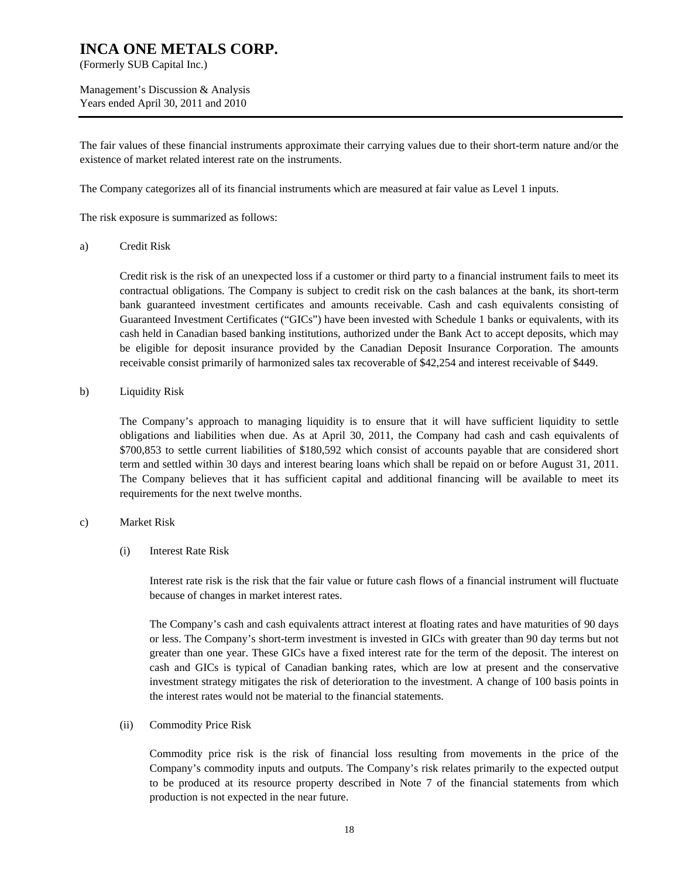The fair values of these financial instruments approximate their carrying values due to their short-term nature and/or the existence of market related interest rate on the instruments.

The Company categorizes all of its financial instruments which are measured at fair value as Level 1 inputs.

The risk exposure is summarized as follows:

a) Credit Risk

Credit risk is the risk of an unexpected loss if a customer or third party to a financial instrument fails to meet its contractual obligations. The Company is subject to credit risk on the cash balances at the bank, its short-term bank guaranteed investment certificates and amounts receivable. Cash and cash equivalents consisting of Guaranteed Investment Certificates ("GICs") have been invested with Schedule 1 banks or equivalents, with its cash held in Canadian based banking institutions, authorized under the Bank Act to accept deposits, which may be eligible for deposit insurance provided by the Canadian Deposit Insurance Corporation. The amounts receivable consist primarily of harmonized sales tax recoverable of $42,254 and interest receivable of $449.

b) Liquidity Risk

The Company's approach to managing liquidity is to ensure that it will have sufficient liquidity to settle obligations and liabilities when due. As at April 30, 2011, the Company had cash and cash equivalents of $700,853 to settle current liabilities of $180,592 which consist of accounts payable that are considered short term and settled within 30 days and interest bearing loans which shall be repaid on or before August 31, 2011. The Company believes that it has sufficient capital and additional financing will be available to meet its requirements for the next twelve months.

c) Market Risk

(i) Interest Rate Risk

Interest rate risk is the risk that the fair value or future cash flows of a financial instrument will fluctuate because of changes in market interest rates.

The Company's cash and cash equivalents attract interest at floating rates and have maturities of 90 days or less. The Company's short-term investment is invested in GICs with greater than 90 day terms but not greater than one year. These GICs have a fixed interest rate for the term of the deposit. The interest on cash and GICs is typical of Canadian banking rates, which are low at present and the conservative investment strategy mitigates the risk of deterioration to the investment. A change of 100 basis points in the interest rates would not be material to the financial statements.

(ii) Commodity Price Risk

Commodity price risk is the risk of financial loss resulting from movements in the price of the Company's commodity inputs and outputs. The Company's risk relates primarily to the expected output to be produced at its resource property described in Note 7 of the financial statements from which production is not expected in the near future.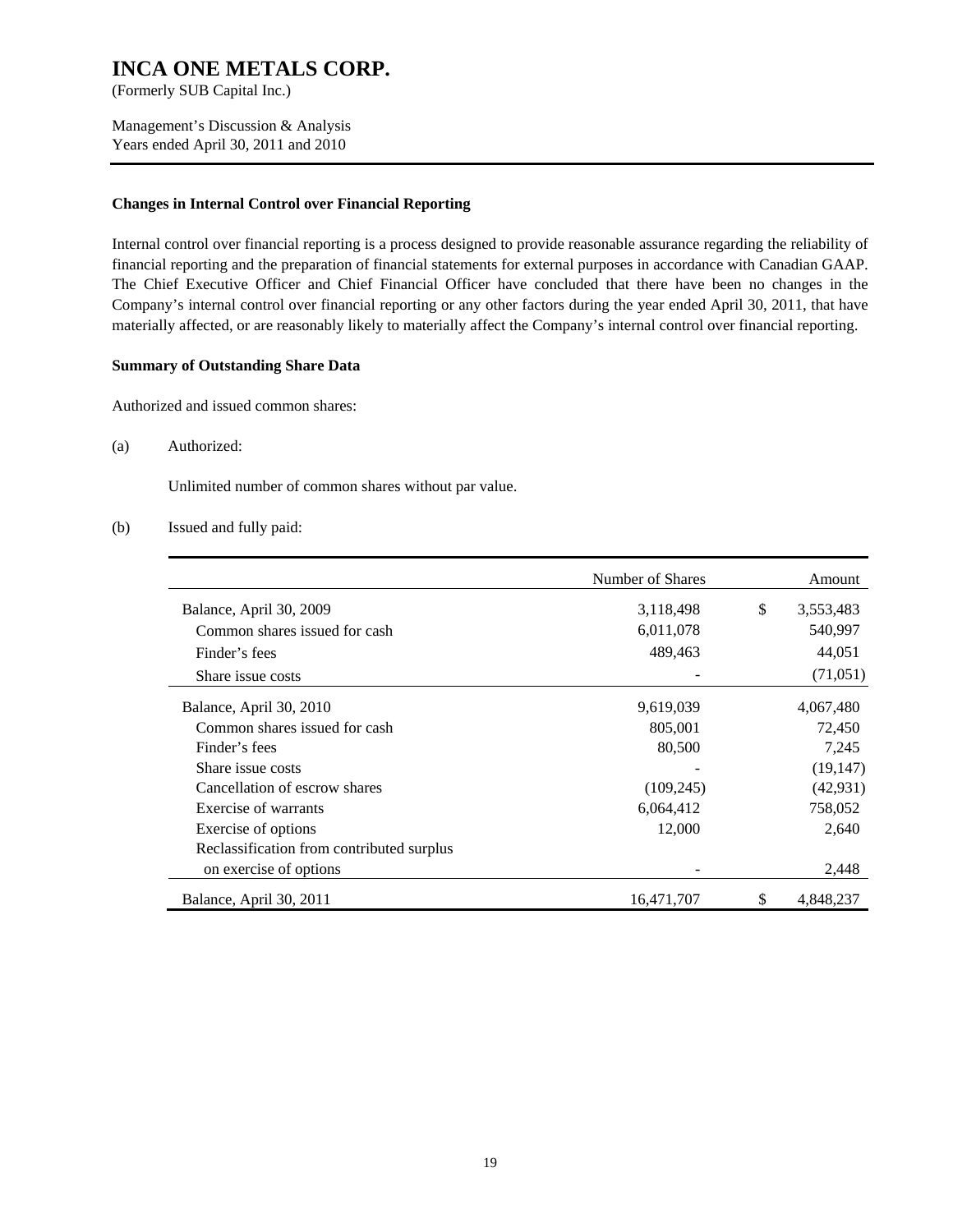# INCA ONE METALS CORP.

(Formerly SUB Capital Inc.)

Management's Discussion & Analysis
Years ended April 30, 2011 and 2010

**Changes in Internal Control over Financial Reporting**

Internal control over financial reporting is a process designed to provide reasonable assurance regarding the reliability of financial reporting and the preparation of financial statements for external purposes in accordance with Canadian GAAP. The Chief Executive Officer and Chief Financial Officer have concluded that there have been no changes in the Company's internal control over financial reporting or any other factors during the year ended April 30, 2011, that have materially affected, or are reasonably likely to materially affect the Company's internal control over financial reporting.

**Summary of Outstanding Share Data**

Authorized and issued common shares:

(a) Authorized:

Unlimited number of common shares without par value.

(b) Issued and fully paid:

| | Number of Shares | Amount |
|---|---|---|
| Balance, April 30, 2009 | 3,118,498 | $ 3,553,483 |
| Common shares issued for cash | 6,011,078 | 540,997 |
| Finder's fees | 489,463 | 44,051 |
| Share issue costs | - | (71,051) |
| Balance, April 30, 2010 | 9,619,039 | 4,067,480 |
| Common shares issued for cash | 805,001 | 72,450 |
| Finder's fees | 80,500 | 7,245 |
| Share issue costs | - | (19,147) |
| Cancellation of escrow shares | (109,245) | (42,931) |
| Exercise of warrants | 6,064,412 | 758,052 |
| Exercise of options | 12,000 | 2,640 |
| Reclassification from contributed surplus on exercise of options | - | 2,448 |
| Balance, April 30, 2011 | 16,471,707 | $ 4,848,237 |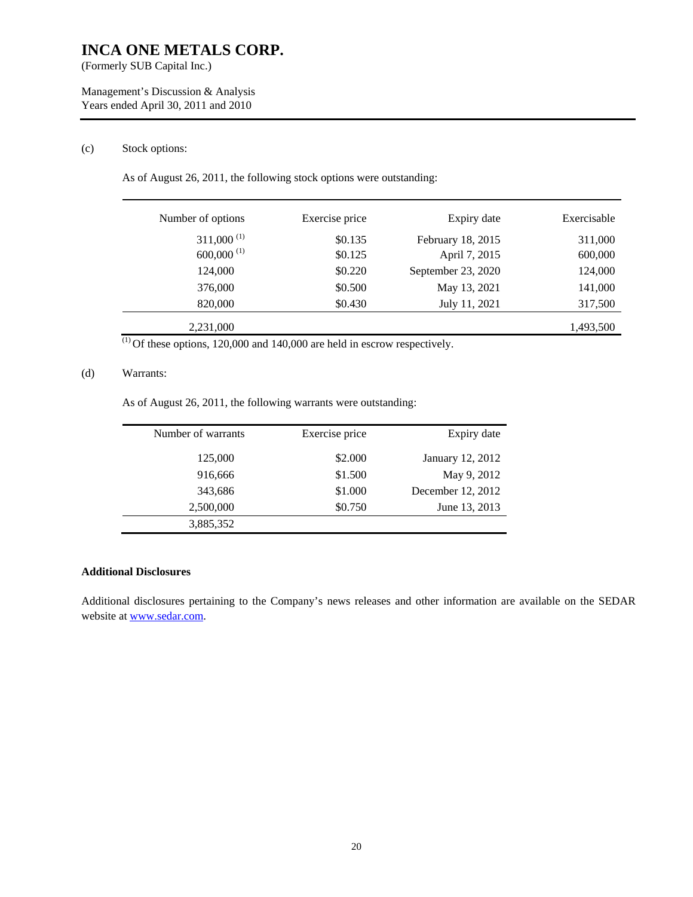(c) Stock options:

As of August 26, 2011, the following stock options were outstanding:

| Number of options | Exercise price | Expiry date | Exercisable |
|---|---|---|---|
| 311,000 [(1)] | $0.135 | February 18, 2015 | 311,000 |
| 600,000 [(1)] | $0.125 | April 7, 2015 | 600,000 |
| 124,000 | $0.220 | September 23, 2020 | 124,000 |
| 376,000 | $0.500 | May 13, 2021 | 141,000 |
| 820,000 | $0.430 | July 11, 2021 | 317,500 |
| 2,231,000 | | | 1,493,500 |

[(1)] Of these options, 120,000 and 140,000 are held in escrow respectively.

(d) Warrants:

As of August 26, 2011, the following warrants were outstanding:

| Number of warrants | Exercise price | Expiry date |
|---|---|---|
| 125,000 | $2.000 | January 12, 2012 |
| 916,666 | $1.500 | May 9, 2012 |
| 343,686 | $1.000 | December 12, 2012 |
| 2,500,000 | $0.750 | June 13, 2013 |
| 3,885,352 | | |

**Additional Disclosures**

Additional disclosures pertaining to the Company's news releases and other information are available on the SEDAR website at www.sedar.com.